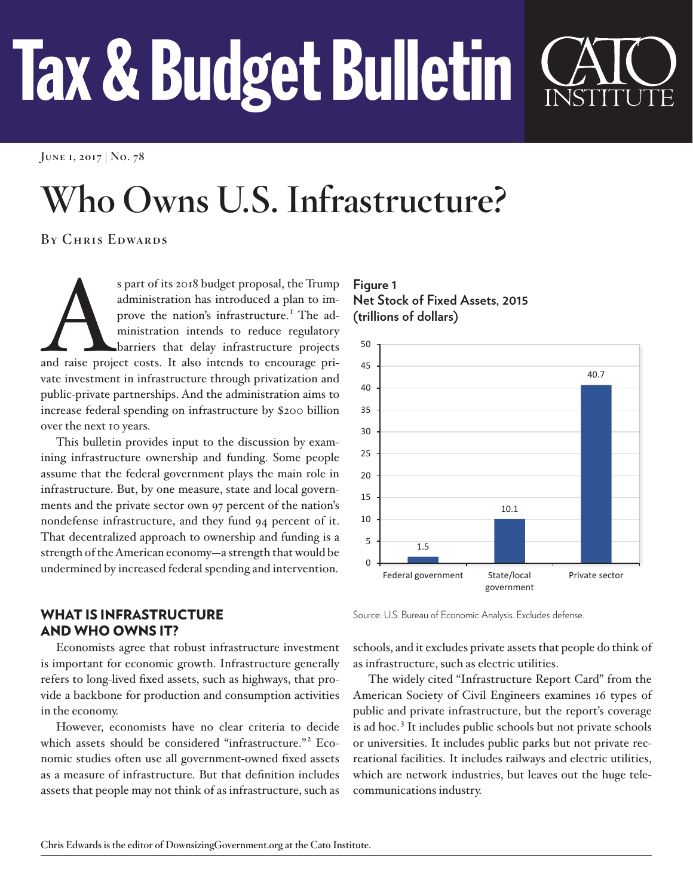# Tax & Budget Bulletin

CATO INSTITUTE

June 1, 2017 | No. 78

# Who Owns U.S. Infrastructure?

By Chris Edwards

As part of its 2018 budget proposal, the Trump administration has introduced a plan to improve the nation's infrastructure.[1] The administration intends to reduce regulatory barriers that delay infrastructure projects and raise project costs. It also intends to encourage private investment in infrastructure through privatization and public-private partnerships. And the administration aims to increase federal spending on infrastructure by $200 billion over the next 10 years.

This bulletin provides input to the discussion by examining infrastructure ownership and funding. Some people assume that the federal government plays the main role in infrastructure. But, by one measure, state and local governments and the private sector own 97 percent of the nation's nondefense infrastructure, and they fund 94 percent of it. That decentralized approach to ownership and funding is a strength of the American economy—a strength that would be undermined by increased federal spending and intervention.

**Figure 1**
**Net Stock of Fixed Assets, 2015 (trillions of dollars)**

0
5
10
15
20
25
30
35
40
45
50

1.5
10.1
40.7

Federal government
State/local government
Private sector

Source: U.S. Bureau of Economic Analysis. Excludes defense.

## WHAT IS INFRASTRUCTURE AND WHO OWNS IT?

Economists agree that robust infrastructure investment is important for economic growth. Infrastructure generally refers to long-lived fixed assets, such as highways, that provide a backbone for production and consumption activities in the economy.

However, economists have no clear criteria to decide which assets should be considered "infrastructure."[2] Economic studies often use all government-owned fixed assets as a measure of infrastructure. But that definition includes assets that people may not think of as infrastructure, such as schools, and it excludes private assets that people do think of as infrastructure, such as electric utilities.

The widely cited "Infrastructure Report Card" from the American Society of Civil Engineers examines 16 types of public and private infrastructure, but the report's coverage is ad hoc.[3] It includes public schools but not private schools or universities. It includes public parks but not private recreational facilities. It includes railways and electric utilities, which are network industries, but leaves out the huge telecommunications industry.

Chris Edwards is the editor of DownsizingGovernment.org at the Cato Institute.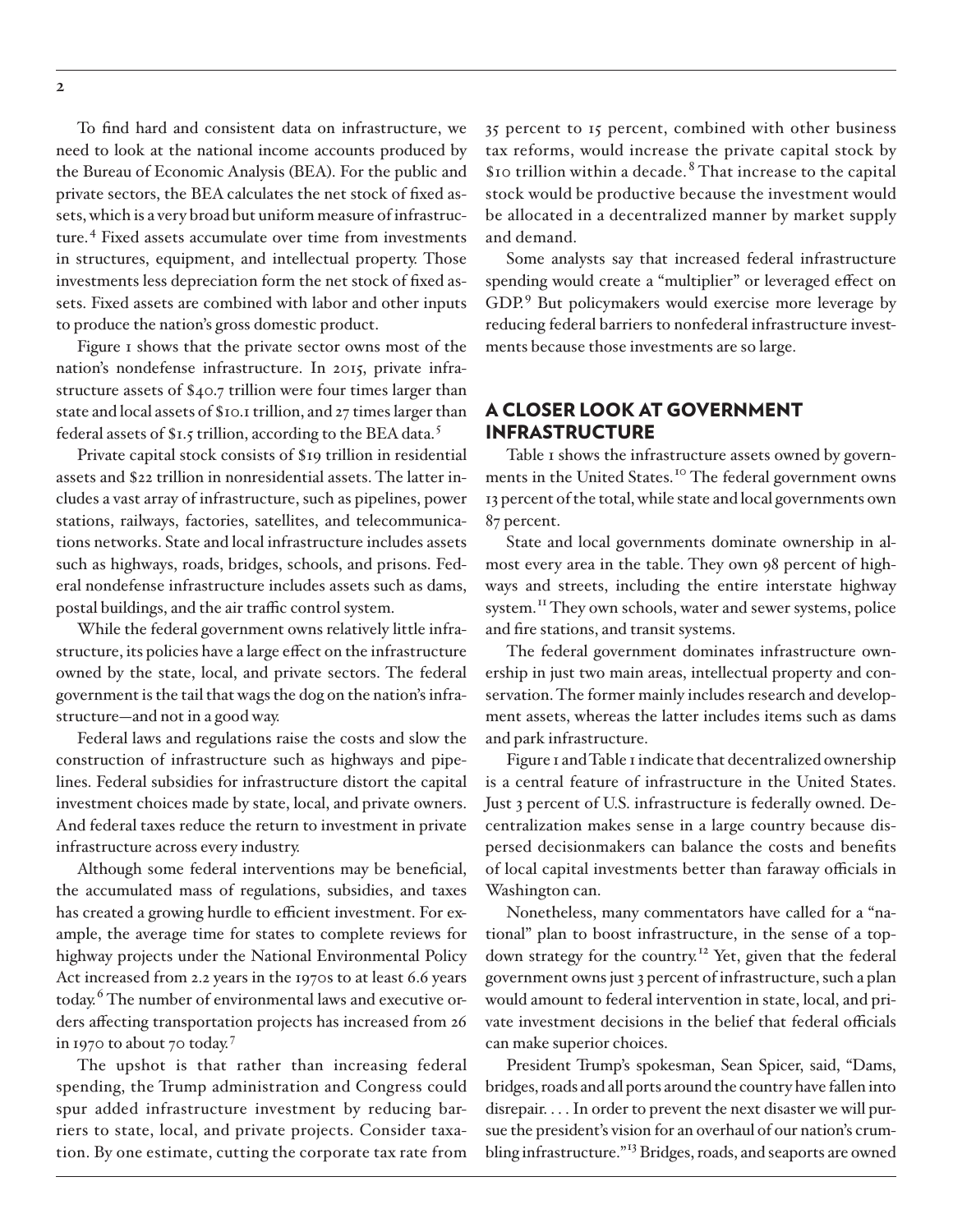To find hard and consistent data on infrastructure, we need to look at the national income accounts produced by the Bureau of Economic Analysis (BEA). For the public and private sectors, the BEA calculates the net stock of fixed assets, which is a very broad but uniform measure of infrastructure.[4] Fixed assets accumulate over time from investments in structures, equipment, and intellectual property. Those investments less depreciation form the net stock of fixed assets. Fixed assets are combined with labor and other inputs to produce the nation's gross domestic product.

Figure 1 shows that the private sector owns most of the nation's nondefense infrastructure. In 2015, private infrastructure assets of $40.7 trillion were four times larger than state and local assets of $10.1 trillion, and 27 times larger than federal assets of $1.5 trillion, according to the BEA data.[5]

Private capital stock consists of $19 trillion in residential assets and $22 trillion in nonresidential assets. The latter includes a vast array of infrastructure, such as pipelines, power stations, railways, factories, satellites, and telecommunications networks. State and local infrastructure includes assets such as highways, roads, bridges, schools, and prisons. Federal nondefense infrastructure includes assets such as dams, postal buildings, and the air traffic control system.

While the federal government owns relatively little infrastructure, its policies have a large effect on the infrastructure owned by the state, local, and private sectors. The federal government is the tail that wags the dog on the nation's infrastructure—and not in a good way.

Federal laws and regulations raise the costs and slow the construction of infrastructure such as highways and pipelines. Federal subsidies for infrastructure distort the capital investment choices made by state, local, and private owners. And federal taxes reduce the return to investment in private infrastructure across every industry.

Although some federal interventions may be beneficial, the accumulated mass of regulations, subsidies, and taxes has created a growing hurdle to efficient investment. For example, the average time for states to complete reviews for highway projects under the National Environmental Policy Act increased from 2.2 years in the 1970s to at least 6.6 years today.[6] The number of environmental laws and executive orders affecting transportation projects has increased from 26 in 1970 to about 70 today.[7]

The upshot is that rather than increasing federal spending, the Trump administration and Congress could spur added infrastructure investment by reducing barriers to state, local, and private projects. Consider taxation. By one estimate, cutting the corporate tax rate from 35 percent to 15 percent, combined with other business tax reforms, would increase the private capital stock by $10 trillion within a decade.[8] That increase to the capital stock would be productive because the investment would be allocated in a decentralized manner by market supply and demand.

Some analysts say that increased federal infrastructure spending would create a "multiplier" or leveraged effect on GDP.[9] But policymakers would exercise more leverage by reducing federal barriers to nonfederal infrastructure investments because those investments are so large.

## A CLOSER LOOK AT GOVERNMENT INFRASTRUCTURE

Table 1 shows the infrastructure assets owned by governments in the United States.[10] The federal government owns 13 percent of the total, while state and local governments own 87 percent.

State and local governments dominate ownership in almost every area in the table. They own 98 percent of highways and streets, including the entire interstate highway system.[11] They own schools, water and sewer systems, police and fire stations, and transit systems.

The federal government dominates infrastructure ownership in just two main areas, intellectual property and conservation. The former mainly includes research and development assets, whereas the latter includes items such as dams and park infrastructure.

Figure 1 and Table 1 indicate that decentralized ownership is a central feature of infrastructure in the United States. Just 3 percent of U.S. infrastructure is federally owned. Decentralization makes sense in a large country because dispersed decisionmakers can balance the costs and benefits of local capital investments better than faraway officials in Washington can.

Nonetheless, many commentators have called for a "national" plan to boost infrastructure, in the sense of a top-down strategy for the country.[12] Yet, given that the federal government owns just 3 percent of infrastructure, such a plan would amount to federal intervention in state, local, and private investment decisions in the belief that federal officials can make superior choices.

President Trump's spokesman, Sean Spicer, said, "Dams, bridges, roads and all ports around the country have fallen into disrepair. . . . In order to prevent the next disaster we will pursue the president's vision for an overhaul of our nation's crumbling infrastructure."[13] Bridges, roads, and seaports are owned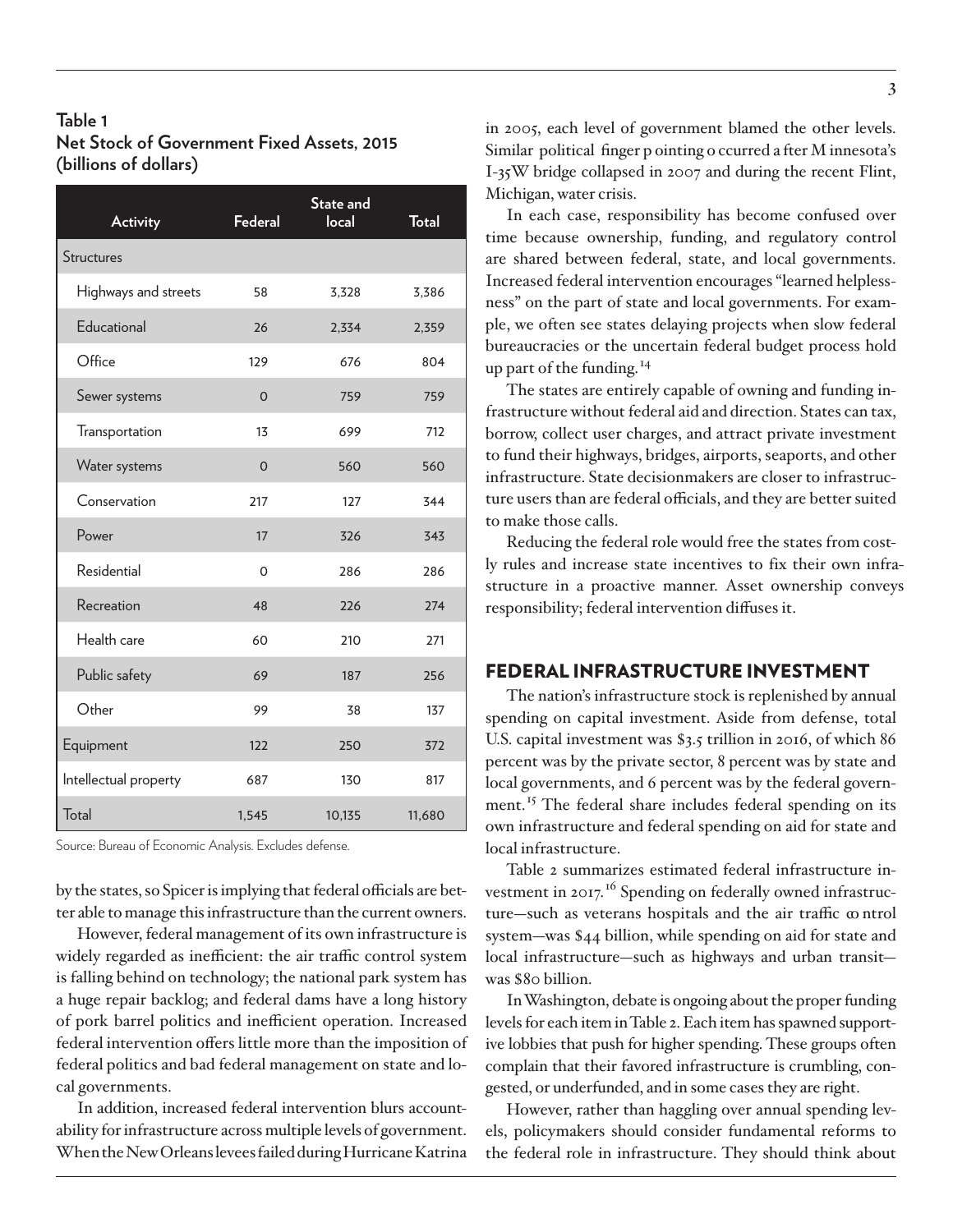**Table 1**
**Net Stock of Government Fixed Assets, 2015 (billions of dollars)**

| Activity | Federal | State and local | Total |
|---|---|---|---|
| Structures | | | |
| Highways and streets | 58 | 3,328 | 3,386 |
| Educational | 26 | 2,334 | 2,359 |
| Office | 129 | 676 | 804 |
| Sewer systems | 0 | 759 | 759 |
| Transportation | 13 | 699 | 712 |
| Water systems | 0 | 560 | 560 |
| Conservation | 217 | 127 | 344 |
| Power | 17 | 326 | 343 |
| Residential | 0 | 286 | 286 |
| Recreation | 48 | 226 | 274 |
| Health care | 60 | 210 | 271 |
| Public safety | 69 | 187 | 256 |
| Other | 99 | 38 | 137 |
| Equipment | 122 | 250 | 372 |
| Intellectual property | 687 | 130 | 817 |
| Total | 1,545 | 10,135 | 11,680 |

Source: Bureau of Economic Analysis. Excludes defense.

by the states, so Spicer is implying that federal officials are better able to manage this infrastructure than the current owners.

However, federal management of its own infrastructure is widely regarded as inefficient: the air traffic control system is falling behind on technology; the national park system has a huge repair backlog; and federal dams have a long history of pork barrel politics and inefficient operation. Increased federal intervention offers little more than the imposition of federal politics and bad federal management on state and local governments.

In addition, increased federal intervention blurs accountability for infrastructure across multiple levels of government. When the New Orleans levees failed during Hurricane Katrina in 2005, each level of government blamed the other levels. Similar political finger pointing occurred after Minnesota's I-35W bridge collapsed in 2007 and during the recent Flint, Michigan, water crisis.

In each case, responsibility has become confused over time because ownership, funding, and regulatory control are shared between federal, state, and local governments. Increased federal intervention encourages "learned helplessness" on the part of state and local governments. For example, we often see states delaying projects when slow federal bureaucracies or the uncertain federal budget process hold up part of the funding.[14]

The states are entirely capable of owning and funding infrastructure without federal aid and direction. States can tax, borrow, collect user charges, and attract private investment to fund their highways, bridges, airports, seaports, and other infrastructure. State decisionmakers are closer to infrastructure users than are federal officials, and they are better suited to make those calls.

Reducing the federal role would free the states from costly rules and increase state incentives to fix their own infrastructure in a proactive manner. Asset ownership conveys responsibility; federal intervention diffuses it.

## FEDERAL INFRASTRUCTURE INVESTMENT

The nation's infrastructure stock is replenished by annual spending on capital investment. Aside from defense, total U.S. capital investment was $3.5 trillion in 2016, of which 86 percent was by the private sector, 8 percent was by state and local governments, and 6 percent was by the federal government.[15] The federal share includes federal spending on its own infrastructure and federal spending on aid for state and local infrastructure.

Table 2 summarizes estimated federal infrastructure investment in 2017.[16] Spending on federally owned infrastructure—such as veterans hospitals and the air traffic control system—was $44 billion, while spending on aid for state and local infrastructure—such as highways and urban transit—was $80 billion.

In Washington, debate is ongoing about the proper funding levels for each item in Table 2. Each item has spawned supportive lobbies that push for higher spending. These groups often complain that their favored infrastructure is crumbling, congested, or underfunded, and in some cases they are right.

However, rather than haggling over annual spending levels, policymakers should consider fundamental reforms to the federal role in infrastructure. They should think about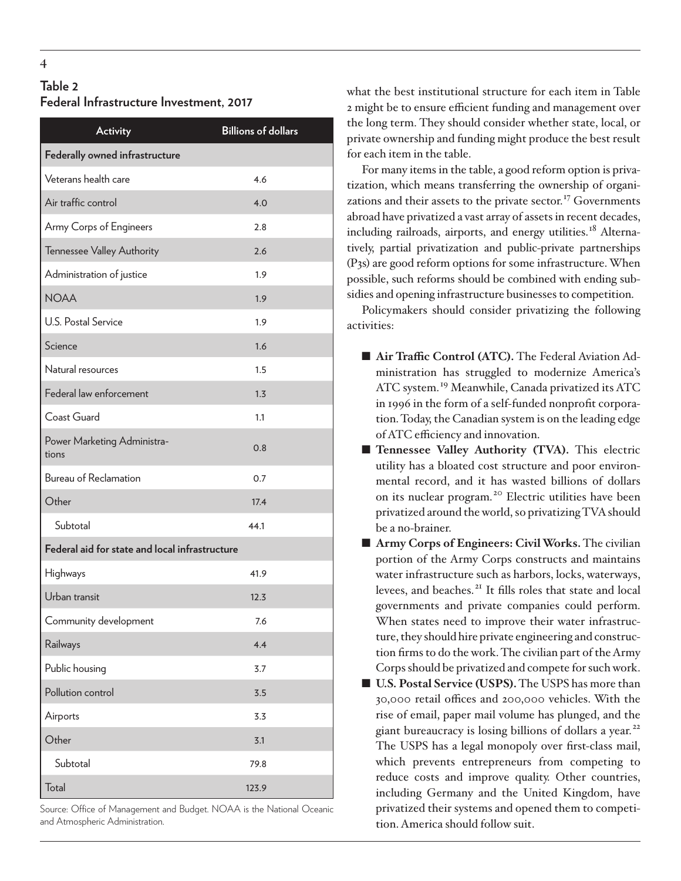**Table 2**
**Federal Infrastructure Investment, 2017**

| Activity | Billions of dollars |
|---|---|
| **Federally owned infrastructure** | |
| Veterans health care | 4.6 |
| Air traffic control | 4.0 |
| Army Corps of Engineers | 2.8 |
| Tennessee Valley Authority | 2.6 |
| Administration of justice | 1.9 |
| NOAA | 1.9 |
| U.S. Postal Service | 1.9 |
| Science | 1.6 |
| Natural resources | 1.5 |
| Federal law enforcement | 1.3 |
| Coast Guard | 1.1 |
| Power Marketing Administrations | 0.8 |
| Bureau of Reclamation | 0.7 |
| Other | 17.4 |
| Subtotal | 44.1 |
| **Federal aid for state and local infrastructure** | |
| Highways | 41.9 |
| Urban transit | 12.3 |
| Community development | 7.6 |
| Railways | 4.4 |
| Public housing | 3.7 |
| Pollution control | 3.5 |
| Airports | 3.3 |
| Other | 3.1 |
| Subtotal | 79.8 |
| Total | 123.9 |

Source: Office of Management and Budget. NOAA is the National Oceanic and Atmospheric Administration.

what the best institutional structure for each item in Table 2 might be to ensure efficient funding and management over the long term. They should consider whether state, local, or private ownership and funding might produce the best result for each item in the table.

For many items in the table, a good reform option is privatization, which means transferring the ownership of organizations and their assets to the private sector.[17] Governments abroad have privatized a vast array of assets in recent decades, including railroads, airports, and energy utilities.[18] Alternatively, partial privatization and public-private partnerships (P3s) are good reform options for some infrastructure. When possible, such reforms should be combined with ending subsidies and opening infrastructure businesses to competition.

Policymakers should consider privatizing the following activities:

- **Air Traffic Control (ATC).** The Federal Aviation Administration has struggled to modernize America's ATC system.[19] Meanwhile, Canada privatized its ATC in 1996 in the form of a self-funded nonprofit corporation. Today, the Canadian system is on the leading edge of ATC efficiency and innovation.
- **Tennessee Valley Authority (TVA).** This electric utility has a bloated cost structure and poor environmental record, and it has wasted billions of dollars on its nuclear program.[20] Electric utilities have been privatized around the world, so privatizing TVA should be a no-brainer.
- **Army Corps of Engineers: Civil Works.** The civilian portion of the Army Corps constructs and maintains water infrastructure such as harbors, locks, waterways, levees, and beaches.[21] It fills roles that state and local governments and private companies could perform. When states need to improve their water infrastructure, they should hire private engineering and construction firms to do the work. The civilian part of the Army Corps should be privatized and compete for such work.
- **U.S. Postal Service (USPS).** The USPS has more than 30,000 retail offices and 200,000 vehicles. With the rise of email, paper mail volume has plunged, and the giant bureaucracy is losing billions of dollars a year.[22] The USPS has a legal monopoly over first-class mail, which prevents entrepreneurs from competing to reduce costs and improve quality. Other countries, including Germany and the United Kingdom, have privatized their systems and opened them to competition. America should follow suit.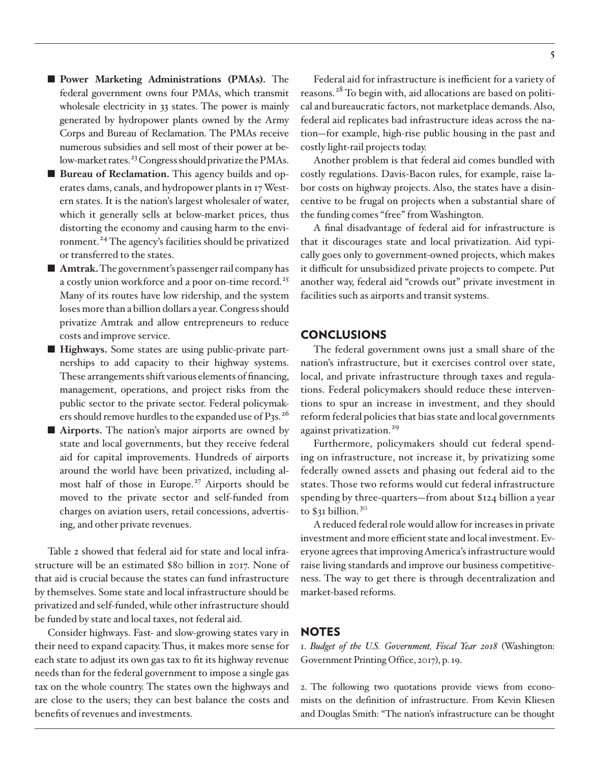- **Power Marketing Administrations (PMAs).** The federal government owns four PMAs, which transmit wholesale electricity in 33 states. The power is mainly generated by hydropower plants owned by the Army Corps and Bureau of Reclamation. The PMAs receive numerous subsidies and sell most of their power at below-market rates.[23] Congress should privatize the PMAs.
- **Bureau of Reclamation.** This agency builds and operates dams, canals, and hydropower plants in 17 Western states. It is the nation's largest wholesaler of water, which it generally sells at below-market prices, thus distorting the economy and causing harm to the environment.[24] The agency's facilities should be privatized or transferred to the states.
- **Amtrak.** The government's passenger rail company has a costly union workforce and a poor on-time record.[25] Many of its routes have low ridership, and the system loses more than a billion dollars a year. Congress should privatize Amtrak and allow entrepreneurs to reduce costs and improve service.
- **Highways.** Some states are using public-private partnerships to add capacity to their highway systems. These arrangements shift various elements of financing, management, operations, and project risks from the public sector to the private sector. Federal policymakers should remove hurdles to the expanded use of P3s.[26]
- **Airports.** The nation's major airports are owned by state and local governments, but they receive federal aid for capital improvements. Hundreds of airports around the world have been privatized, including almost half of those in Europe.[27] Airports should be moved to the private sector and self-funded from charges on aviation users, retail concessions, advertising, and other private revenues.

Table 2 showed that federal aid for state and local infrastructure will be an estimated $80 billion in 2017. None of that aid is crucial because the states can fund infrastructure by themselves. Some state and local infrastructure should be privatized and self-funded, while other infrastructure should be funded by state and local taxes, not federal aid.

Consider highways. Fast- and slow-growing states vary in their need to expand capacity. Thus, it makes more sense for each state to adjust its own gas tax to fit its highway revenue needs than for the federal government to impose a single gas tax on the whole country. The states own the highways and are close to the users; they can best balance the costs and benefits of revenues and investments.

Federal aid for infrastructure is inefficient for a variety of reasons.[28] To begin with, aid allocations are based on political and bureaucratic factors, not marketplace demands. Also, federal aid replicates bad infrastructure ideas across the nation—for example, high-rise public housing in the past and costly light-rail projects today.

Another problem is that federal aid comes bundled with costly regulations. Davis-Bacon rules, for example, raise labor costs on highway projects. Also, the states have a disincentive to be frugal on projects when a substantial share of the funding comes "free" from Washington.

A final disadvantage of federal aid for infrastructure is that it discourages state and local privatization. Aid typically goes only to government-owned projects, which makes it difficult for unsubsidized private projects to compete. Put another way, federal aid "crowds out" private investment in facilities such as airports and transit systems.

## CONCLUSIONS

The federal government owns just a small share of the nation's infrastructure, but it exercises control over state, local, and private infrastructure through taxes and regulations. Federal policymakers should reduce these interventions to spur an increase in investment, and they should reform federal policies that bias state and local governments against privatization.[29]

Furthermore, policymakers should cut federal spending on infrastructure, not increase it, by privatizing some federally owned assets and phasing out federal aid to the states. Those two reforms would cut federal infrastructure spending by three-quarters—from about $124 billion a year to $31 billion.[30]

A reduced federal role would allow for increases in private investment and more efficient state and local investment. Everyone agrees that improving America's infrastructure would raise living standards and improve our business competitiveness. The way to get there is through decentralization and market-based reforms.

## NOTES

1. *Budget of the U.S. Government, Fiscal Year 2018* (Washington: Government Printing Office, 2017), p. 19.

2. The following two quotations provide views from economists on the definition of infrastructure. From Kevin Kliesen and Douglas Smith: "The nation's infrastructure can be thought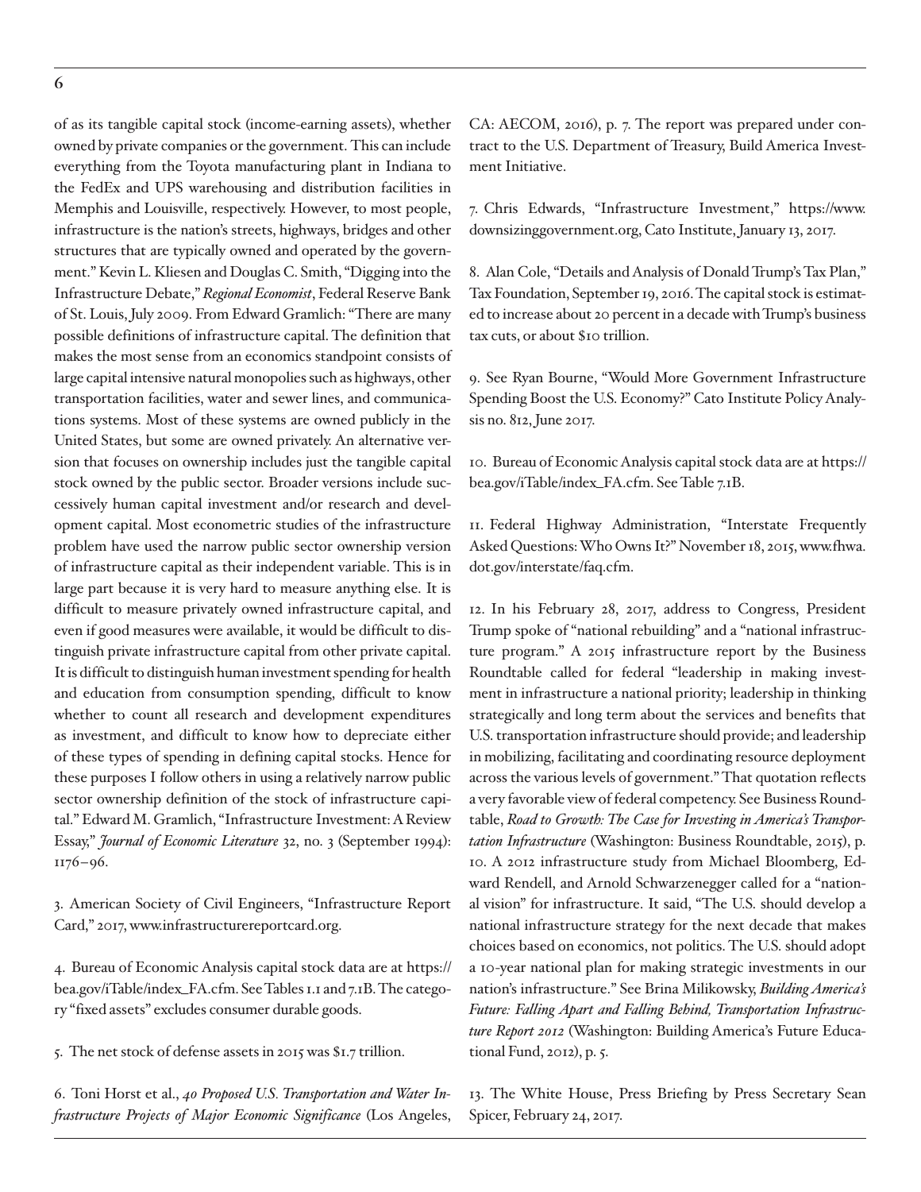of as its tangible capital stock (income-earning assets), whether owned by private companies or the government. This can include everything from the Toyota manufacturing plant in Indiana to the FedEx and UPS warehousing and distribution facilities in Memphis and Louisville, respectively. However, to most people, infrastructure is the nation's streets, highways, bridges and other structures that are typically owned and operated by the government." Kevin L. Kliesen and Douglas C. Smith, "Digging into the Infrastructure Debate," *Regional Economist*, Federal Reserve Bank of St. Louis, July 2009. From Edward Gramlich: "There are many possible definitions of infrastructure capital. The definition that makes the most sense from an economics standpoint consists of large capital intensive natural monopolies such as highways, other transportation facilities, water and sewer lines, and communications systems. Most of these systems are owned publicly in the United States, but some are owned privately. An alternative version that focuses on ownership includes just the tangible capital stock owned by the public sector. Broader versions include successively human capital investment and/or research and development capital. Most econometric studies of the infrastructure problem have used the narrow public sector ownership version of infrastructure capital as their independent variable. This is in large part because it is very hard to measure anything else. It is difficult to measure privately owned infrastructure capital, and even if good measures were available, it would be difficult to distinguish private infrastructure capital from other private capital. It is difficult to distinguish human investment spending for health and education from consumption spending, difficult to know whether to count all research and development expenditures as investment, and difficult to know how to depreciate either of these types of spending in defining capital stocks. Hence for these purposes I follow others in using a relatively narrow public sector ownership definition of the stock of infrastructure capital." Edward M. Gramlich, "Infrastructure Investment: A Review Essay," *Journal of Economic Literature* 32, no. 3 (September 1994): 1176–96.

3. American Society of Civil Engineers, "Infrastructure Report Card," 2017, www.infrastructurereportcard.org.

4. Bureau of Economic Analysis capital stock data are at https://bea.gov/iTable/index_FA.cfm. See Tables 1.1 and 7.1B. The category "fixed assets" excludes consumer durable goods.

5. The net stock of defense assets in 2015 was $1.7 trillion.

6. Toni Horst et al., *40 Proposed U.S. Transportation and Water Infrastructure Projects of Major Economic Significance* (Los Angeles, CA: AECOM, 2016), p. 7. The report was prepared under contract to the U.S. Department of Treasury, Build America Investment Initiative.

7. Chris Edwards, "Infrastructure Investment," https://www.downsizinggovernment.org, Cato Institute, January 13, 2017.

8. Alan Cole, "Details and Analysis of Donald Trump's Tax Plan," Tax Foundation, September 19, 2016. The capital stock is estimated to increase about 20 percent in a decade with Trump's business tax cuts, or about $10 trillion.

9. See Ryan Bourne, "Would More Government Infrastructure Spending Boost the U.S. Economy?" Cato Institute Policy Analysis no. 812, June 2017.

10. Bureau of Economic Analysis capital stock data are at https://bea.gov/iTable/index_FA.cfm. See Table 7.1B.

11. Federal Highway Administration, "Interstate Frequently Asked Questions: Who Owns It?" November 18, 2015, www.fhwa.dot.gov/interstate/faq.cfm.

12. In his February 28, 2017, address to Congress, President Trump spoke of "national rebuilding" and a "national infrastructure program." A 2015 infrastructure report by the Business Roundtable called for federal "leadership in making investment in infrastructure a national priority; leadership in thinking strategically and long term about the services and benefits that U.S. transportation infrastructure should provide; and leadership in mobilizing, facilitating and coordinating resource deployment across the various levels of government." That quotation reflects a very favorable view of federal competency. See Business Roundtable, *Road to Growth: The Case for Investing in America's Transportation Infrastructure* (Washington: Business Roundtable, 2015), p. 10. A 2012 infrastructure study from Michael Bloomberg, Edward Rendell, and Arnold Schwarzenegger called for a "national vision" for infrastructure. It said, "The U.S. should develop a national infrastructure strategy for the next decade that makes choices based on economics, not politics. The U.S. should adopt a 10-year national plan for making strategic investments in our nation's infrastructure." See Brina Milikowsky, *Building America's Future: Falling Apart and Falling Behind, Transportation Infrastructure Report 2012* (Washington: Building America's Future Educational Fund, 2012), p. 5.

13. The White House, Press Briefing by Press Secretary Sean Spicer, February 24, 2017.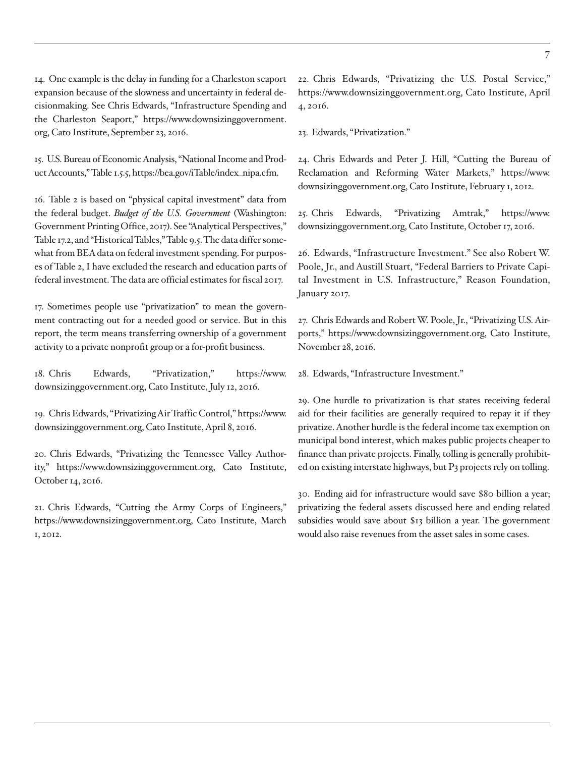14. One example is the delay in funding for a Charleston seaport expansion because of the slowness and uncertainty in federal decisionmaking. See Chris Edwards, "Infrastructure Spending and the Charleston Seaport," https://www.downsizinggovernment.org, Cato Institute, September 23, 2016.

15. U.S. Bureau of Economic Analysis, "National Income and Product Accounts," Table 1.5.5, https://bea.gov/iTable/index_nipa.cfm.

16. Table 2 is based on "physical capital investment" data from the federal budget. *Budget of the U.S. Government* (Washington: Government Printing Office, 2017). See "Analytical Perspectives," Table 17.2, and "Historical Tables," Table 9.5. The data differ somewhat from BEA data on federal investment spending. For purposes of Table 2, I have excluded the research and education parts of federal investment. The data are official estimates for fiscal 2017.

17. Sometimes people use "privatization" to mean the government contracting out for a needed good or service. But in this report, the term means transferring ownership of a government activity to a private nonprofit group or a for-profit business.

18. Chris Edwards, "Privatization," https://www.downsizinggovernment.org, Cato Institute, July 12, 2016.

19. Chris Edwards, "Privatizing Air Traffic Control," https://www.downsizinggovernment.org, Cato Institute, April 8, 2016.

20. Chris Edwards, "Privatizing the Tennessee Valley Authority," https://www.downsizinggovernment.org, Cato Institute, October 14, 2016.

21. Chris Edwards, "Cutting the Army Corps of Engineers," https://www.downsizinggovernment.org, Cato Institute, March 1, 2012.

22. Chris Edwards, "Privatizing the U.S. Postal Service," https://www.downsizinggovernment.org, Cato Institute, April 4, 2016.

23. Edwards, "Privatization."

24. Chris Edwards and Peter J. Hill, "Cutting the Bureau of Reclamation and Reforming Water Markets," https://www.downsizinggovernment.org, Cato Institute, February 1, 2012.

25. Chris Edwards, "Privatizing Amtrak," https://www.downsizinggovernment.org, Cato Institute, October 17, 2016.

26. Edwards, "Infrastructure Investment." See also Robert W. Poole, Jr., and Austill Stuart, "Federal Barriers to Private Capital Investment in U.S. Infrastructure," Reason Foundation, January 2017.

27. Chris Edwards and Robert W. Poole, Jr., "Privatizing U.S. Airports," https://www.downsizinggovernment.org, Cato Institute, November 28, 2016.

28. Edwards, "Infrastructure Investment."

29. One hurdle to privatization is that states receiving federal aid for their facilities are generally required to repay it if they privatize. Another hurdle is the federal income tax exemption on municipal bond interest, which makes public projects cheaper to finance than private projects. Finally, tolling is generally prohibited on existing interstate highways, but P3 projects rely on tolling.

30. Ending aid for infrastructure would save $80 billion a year; privatizing the federal assets discussed here and ending related subsidies would save about $13 billion a year. The government would also raise revenues from the asset sales in some cases.